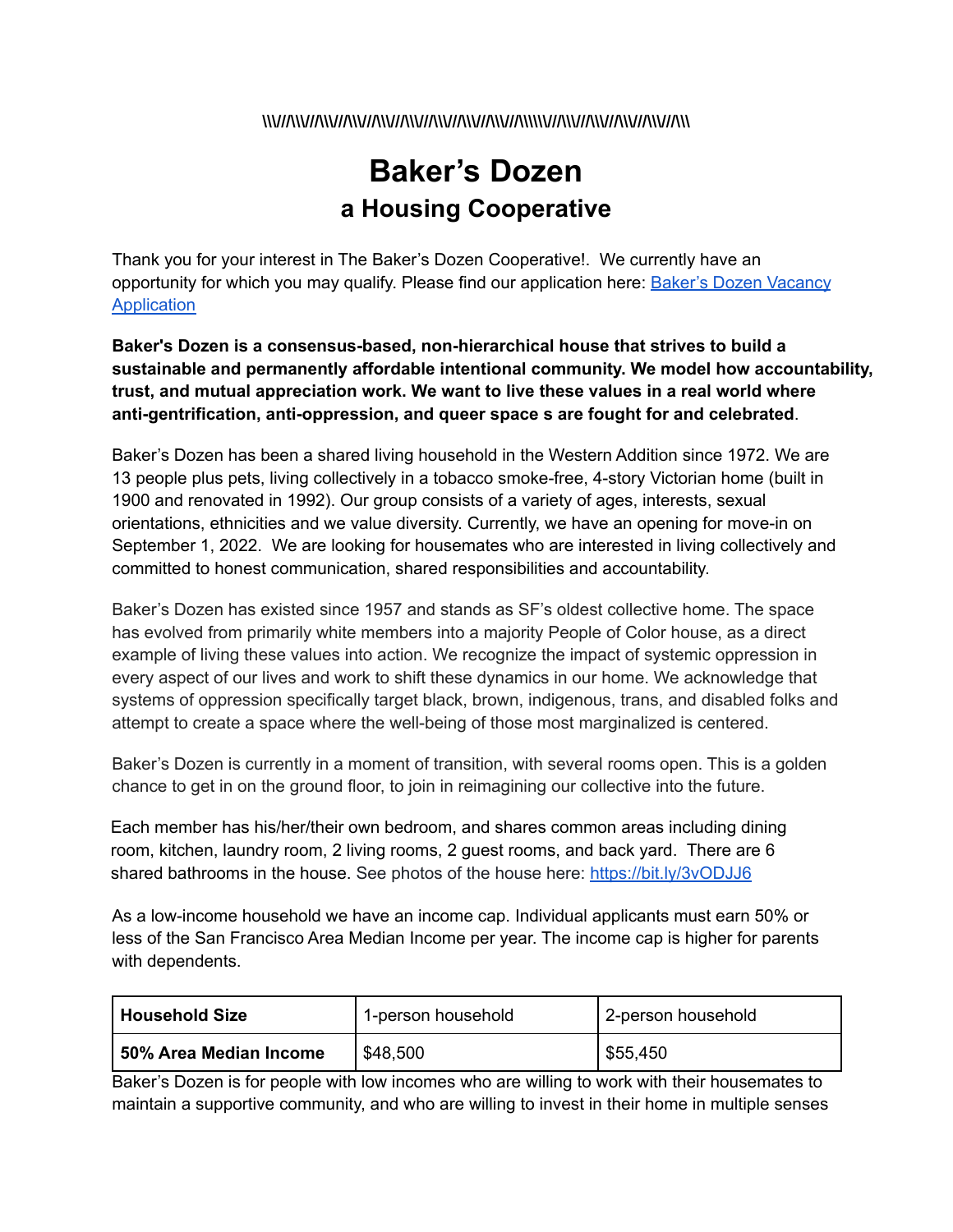\\\V/\\\V/\\\V/\\\V/\\\V/\\\V/\\\V/\\\V/\\\V/\\\V/\\\\\\V/\\\V/\\\V/\\\V/\\\V/\\\V/\\\

# Baker's Dozen

## a Housing Cooperative

Thank you for your interest in The Baker's Dozen Cooperative!. We currently have an opportunity for which you may qualify. Please find our application here: [Baker's Dozen Vacancy Application]()

**Baker's Dozen is a consensus-based, non-hierarchical house that strives to build a sustainable and permanently affordable intentional community. We model how accountability, trust, and mutual appreciation work. We want to live these values in a real world where anti-gentrification, anti-oppression, and queer space s are fought for and celebrated**.

Baker's Dozen has been a shared living household in the Western Addition since 1972. We are 13 people plus pets, living collectively in a tobacco smoke-free, 4-story Victorian home (built in 1900 and renovated in 1992). Our group consists of a variety of ages, interests, sexual orientations, ethnicities and we value diversity. Currently, we have an opening for move-in on September 1, 2022. We are looking for housemates who are interested in living collectively and committed to honest communication, shared responsibilities and accountability.

Baker's Dozen has existed since 1957 and stands as SF's oldest collective home. The space has evolved from primarily white members into a majority People of Color house, as a direct example of living these values into action. We recognize the impact of systemic oppression in every aspect of our lives and work to shift these dynamics in our home. We acknowledge that systems of oppression specifically target black, brown, indigenous, trans, and disabled folks and attempt to create a space where the well-being of those most marginalized is centered.

Baker's Dozen is currently in a moment of transition, with several rooms open. This is a golden chance to get in on the ground floor, to join in reimagining our collective into the future.

Each member has his/her/their own bedroom, and shares common areas including dining room, kitchen, laundry room, 2 living rooms, 2 guest rooms, and back yard. There are 6 shared bathrooms in the house. See photos of the house here: https://bit.ly/3vODJJ6

As a low-income household we have an income cap. Individual applicants must earn 50% or less of the San Francisco Area Median Income per year. The income cap is higher for parents with dependents.

| **Household Size** | 1-person household | 2-person household |
|---|---|---|
| **50% Area Median Income** | $48,500 | $55,450 |

Baker's Dozen is for people with low incomes who are willing to work with their housemates to maintain a supportive community, and who are willing to invest in their home in multiple senses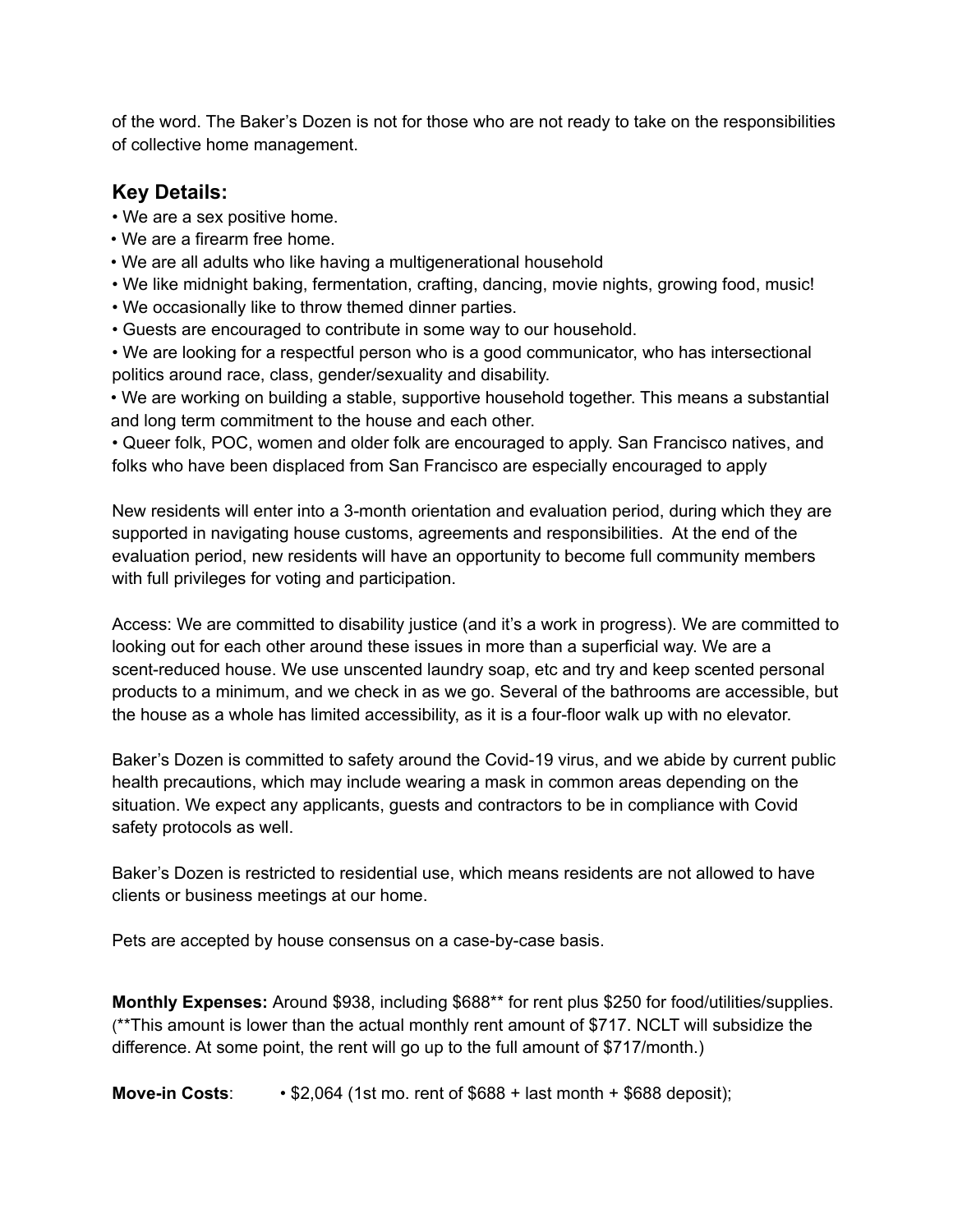of the word. The Baker's Dozen is not for those who are not ready to take on the responsibilities of collective home management.

## Key Details:

- We are a sex positive home.
- We are a firearm free home.
- We are all adults who like having a multigenerational household
- We like midnight baking, fermentation, crafting, dancing, movie nights, growing food, music!
- We occasionally like to throw themed dinner parties.
- Guests are encouraged to contribute in some way to our household.
- We are looking for a respectful person who is a good communicator, who has intersectional politics around race, class, gender/sexuality and disability.
- We are working on building a stable, supportive household together. This means a substantial and long term commitment to the house and each other.
- Queer folk, POC, women and older folk are encouraged to apply. San Francisco natives, and folks who have been displaced from San Francisco are especially encouraged to apply

New residents will enter into a 3-month orientation and evaluation period, during which they are supported in navigating house customs, agreements and responsibilities. At the end of the evaluation period, new residents will have an opportunity to become full community members with full privileges for voting and participation.

Access: We are committed to disability justice (and it's a work in progress). We are committed to looking out for each other around these issues in more than a superficial way. We are a scent-reduced house. We use unscented laundry soap, etc and try and keep scented personal products to a minimum, and we check in as we go. Several of the bathrooms are accessible, but the house as a whole has limited accessibility, as it is a four-floor walk up with no elevator.

Baker's Dozen is committed to safety around the Covid-19 virus, and we abide by current public health precautions, which may include wearing a mask in common areas depending on the situation. We expect any applicants, guests and contractors to be in compliance with Covid safety protocols as well.

Baker's Dozen is restricted to residential use, which means residents are not allowed to have clients or business meetings at our home.

Pets are accepted by house consensus on a case-by-case basis.

**Monthly Expenses:** Around $938, including $688** for rent plus $250 for food/utilities/supplies. (**This amount is lower than the actual monthly rent amount of $717. NCLT will subsidize the difference. At some point, the rent will go up to the full amount of $717/month.)

**Move-in Costs**: • $2,064 (1st mo. rent of $688 + last month + $688 deposit);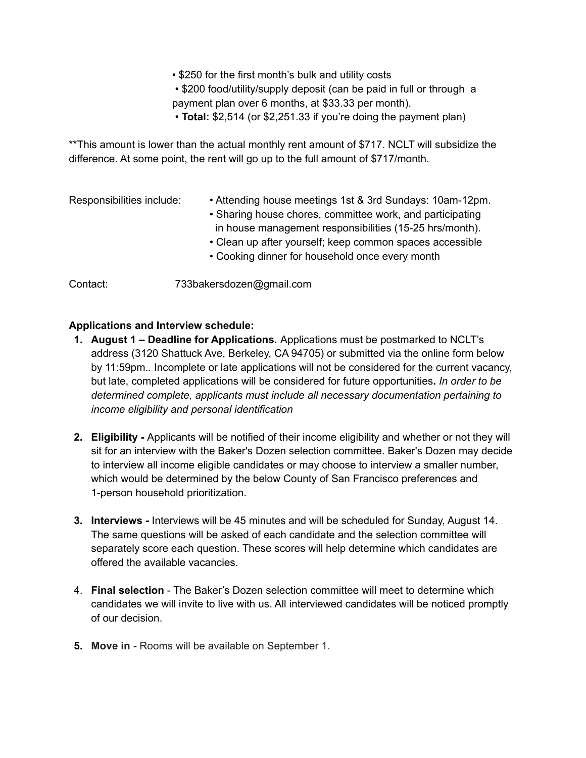- $250 for the first month's bulk and utility costs
- $200 food/utility/supply deposit (can be paid in full or through a payment plan over 6 months, at $33.33 per month).
- **Total:** $2,514 (or $2,251.33 if you're doing the payment plan)

**This amount is lower than the actual monthly rent amount of $717. NCLT will subsidize the difference. At some point, the rent will go up to the full amount of $717/month.

Responsibilities include:

- Attending house meetings 1st & 3rd Sundays: 10am-12pm.
- Sharing house chores, committee work, and participating in house management responsibilities (15-25 hrs/month).
- Clean up after yourself; keep common spaces accessible
- Cooking dinner for household once every month

Contact: 733bakersdozen@gmail.com

**Applications and Interview schedule:**

1. **August 1 – Deadline for Applications.** Applications must be postmarked to NCLT's address (3120 Shattuck Ave, Berkeley, CA 94705) or submitted via the online form below by 11:59pm.. Incomplete or late applications will not be considered for the current vacancy, but late, completed applications will be considered for future opportunities**.** *In order to be determined complete, applicants must include all necessary documentation pertaining to income eligibility and personal identification*

2. **Eligibility -** Applicants will be notified of their income eligibility and whether or not they will sit for an interview with the Baker's Dozen selection committee. Baker's Dozen may decide to interview all income eligible candidates or may choose to interview a smaller number, which would be determined by the below County of San Francisco preferences and 1-person household prioritization.

3. **Interviews -** Interviews will be 45 minutes and will be scheduled for Sunday, August 14. The same questions will be asked of each candidate and the selection committee will separately score each question. These scores will help determine which candidates are offered the available vacancies.

4. **Final selection** - The Baker's Dozen selection committee will meet to determine which candidates we will invite to live with us. All interviewed candidates will be noticed promptly of our decision.

5. **Move in -** Rooms will be available on September 1.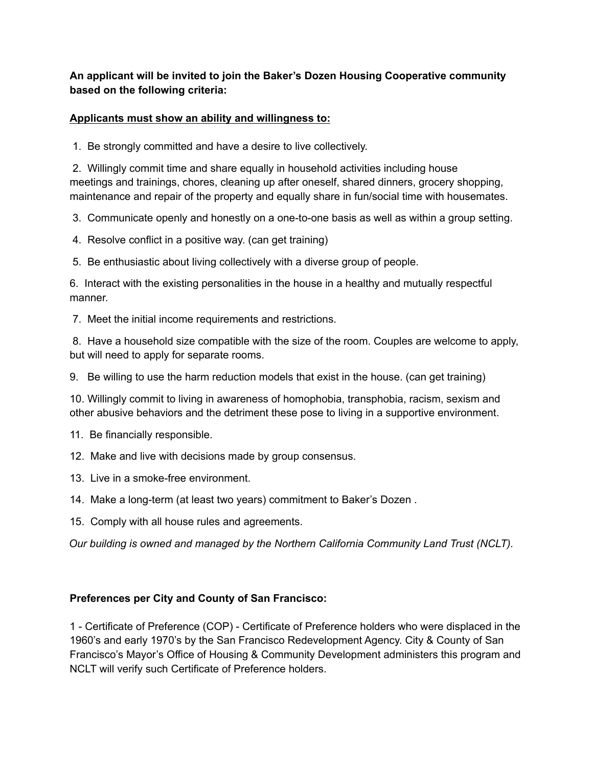**An applicant will be invited to join the Baker's Dozen Housing Cooperative community based on the following criteria:**

**<u>Applicants must show an ability and willingness to:</u>**

1. Be strongly committed and have a desire to live collectively.
2. Willingly commit time and share equally in household activities including house meetings and trainings, chores, cleaning up after oneself, shared dinners, grocery shopping, maintenance and repair of the property and equally share in fun/social time with housemates.
3. Communicate openly and honestly on a one-to-one basis as well as within a group setting.
4. Resolve conflict in a positive way. (can get training)
5. Be enthusiastic about living collectively with a diverse group of people.
6. Interact with the existing personalities in the house in a healthy and mutually respectful manner.
7. Meet the initial income requirements and restrictions.
8. Have a household size compatible with the size of the room. Couples are welcome to apply, but will need to apply for separate rooms.
9. Be willing to use the harm reduction models that exist in the house. (can get training)
10. Willingly commit to living in awareness of homophobia, transphobia, racism, sexism and other abusive behaviors and the detriment these pose to living in a supportive environment.
11. Be financially responsible.
12. Make and live with decisions made by group consensus.
13. Live in a smoke-free environment.
14. Make a long-term (at least two years) commitment to Baker's Dozen .
15. Comply with all house rules and agreements.

*Our building is owned and managed by the Northern California Community Land Trust (NCLT).*

**Preferences per City and County of San Francisco:**

1 - Certificate of Preference (COP) - Certificate of Preference holders who were displaced in the 1960's and early 1970's by the San Francisco Redevelopment Agency. City & County of San Francisco's Mayor's Office of Housing & Community Development administers this program and NCLT will verify such Certificate of Preference holders.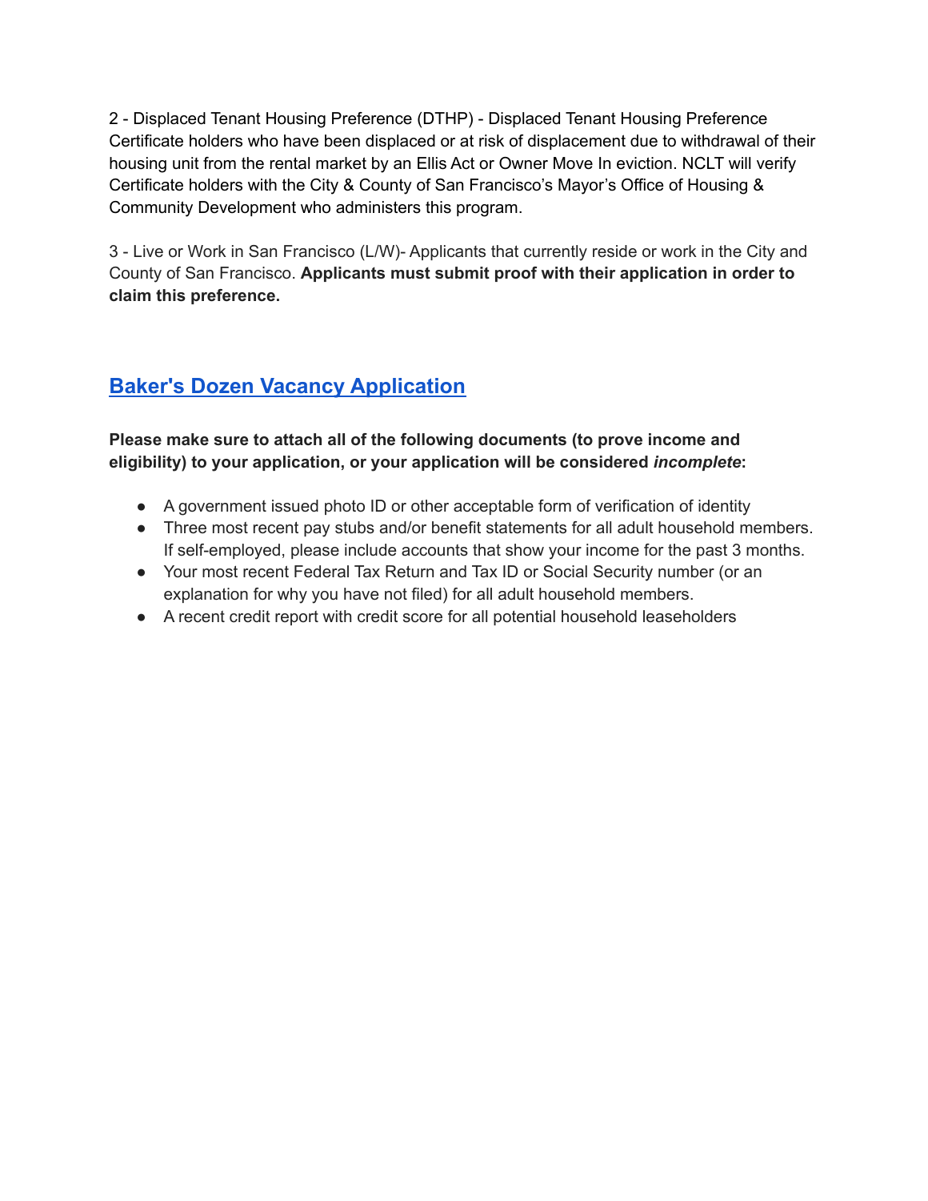2 - Displaced Tenant Housing Preference (DTHP) - Displaced Tenant Housing Preference Certificate holders who have been displaced or at risk of displacement due to withdrawal of their housing unit from the rental market by an Ellis Act or Owner Move In eviction. NCLT will verify Certificate holders with the City & County of San Francisco's Mayor's Office of Housing & Community Development who administers this program.

3 - Live or Work in San Francisco (L/W)- Applicants that currently reside or work in the City and County of San Francisco. **Applicants must submit proof with their application in order to claim this preference.**

## Baker's Dozen Vacancy Application

**Please make sure to attach all of the following documents (to prove income and eligibility) to your application, or your application will be considered *incomplete*:**

- A government issued photo ID or other acceptable form of verification of identity
- Three most recent pay stubs and/or benefit statements for all adult household members. If self-employed, please include accounts that show your income for the past 3 months.
- Your most recent Federal Tax Return and Tax ID or Social Security number (or an explanation for why you have not filed) for all adult household members.
- A recent credit report with credit score for all potential household leaseholders